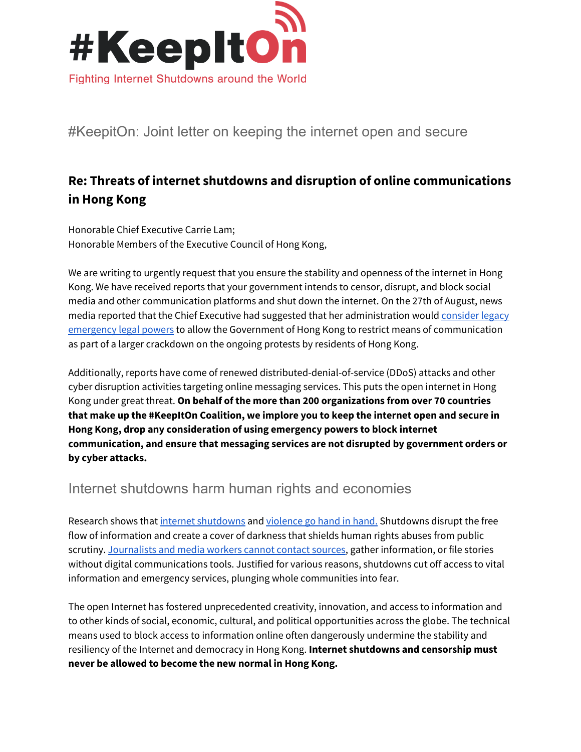# #KeepItOn

Fighting Internet Shutdowns around the World

## #KeepitOn: Joint letter on keeping the internet open and secure

### Re: Threats of internet shutdowns and disruption of online communications in Hong Kong

Honorable Chief Executive Carrie Lam;
Honorable Members of the Executive Council of Hong Kong,

We are writing to urgently request that you ensure the stability and openness of the internet in Hong Kong. We have received reports that your government intends to censor, disrupt, and block social media and other communication platforms and shut down the internet. On the 27th of August, news media reported that the Chief Executive had suggested that her administration would consider legacy emergency legal powers to allow the Government of Hong Kong to restrict means of communication as part of a larger crackdown on the ongoing protests by residents of Hong Kong.

Additionally, reports have come of renewed distributed-denial-of-service (DDoS) attacks and other cyber disruption activities targeting online messaging services. This puts the open internet in Hong Kong under great threat. **On behalf of the more than 200 organizations from over 70 countries that make up the #KeepItOn Coalition, we implore you to keep the internet open and secure in Hong Kong, drop any consideration of using emergency powers to block internet communication, and ensure that messaging services are not disrupted by government orders or by cyber attacks.**

## Internet shutdowns harm human rights and economies

Research shows that internet shutdowns and violence go hand in hand. Shutdowns disrupt the free flow of information and create a cover of darkness that shields human rights abuses from public scrutiny. Journalists and media workers cannot contact sources, gather information, or file stories without digital communications tools. Justified for various reasons, shutdowns cut off access to vital information and emergency services, plunging whole communities into fear.

The open Internet has fostered unprecedented creativity, innovation, and access to information and to other kinds of social, economic, cultural, and political opportunities across the globe. The technical means used to block access to information online often dangerously undermine the stability and resiliency of the Internet and democracy in Hong Kong. **Internet shutdowns and censorship must never be allowed to become the new normal in Hong Kong.**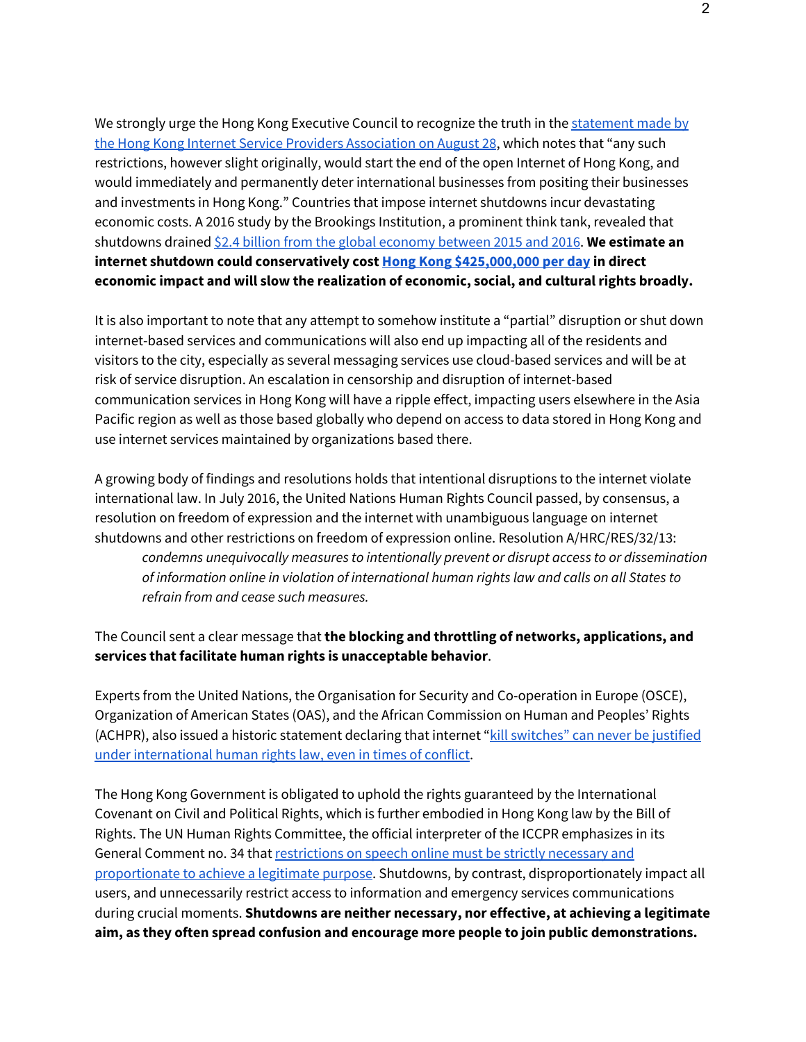We strongly urge the Hong Kong Executive Council to recognize the truth in the statement made by the Hong Kong Internet Service Providers Association on August 28, which notes that "any such restrictions, however slight originally, would start the end of the open Internet of Hong Kong, and would immediately and permanently deter international businesses from positing their businesses and investments in Hong Kong." Countries that impose internet shutdowns incur devastating economic costs. A 2016 study by the Brookings Institution, a prominent think tank, revealed that shutdowns drained $2.4 billion from the global economy between 2015 and 2016. **We estimate an internet shutdown could conservatively cost Hong Kong $425,000,000 per day in direct economic impact and will slow the realization of economic, social, and cultural rights broadly.**

It is also important to note that any attempt to somehow institute a "partial" disruption or shut down internet-based services and communications will also end up impacting all of the residents and visitors to the city, especially as several messaging services use cloud-based services and will be at risk of service disruption. An escalation in censorship and disruption of internet-based communication services in Hong Kong will have a ripple effect, impacting users elsewhere in the Asia Pacific region as well as those based globally who depend on access to data stored in Hong Kong and use internet services maintained by organizations based there.

A growing body of findings and resolutions holds that intentional disruptions to the internet violate international law. In July 2016, the United Nations Human Rights Council passed, by consensus, a resolution on freedom of expression and the internet with unambiguous language on internet shutdowns and other restrictions on freedom of expression online. Resolution A/HRC/RES/32/13:

> *condemns unequivocally measures to intentionally prevent or disrupt access to or dissemination of information online in violation of international human rights law and calls on all States to refrain from and cease such measures.*

The Council sent a clear message that **the blocking and throttling of networks, applications, and services that facilitate human rights is unacceptable behavior**.

Experts from the United Nations, the Organisation for Security and Co-operation in Europe (OSCE), Organization of American States (OAS), and the African Commission on Human and Peoples' Rights (ACHPR), also issued a historic statement declaring that internet "kill switches" can never be justified under international human rights law, even in times of conflict.

The Hong Kong Government is obligated to uphold the rights guaranteed by the International Covenant on Civil and Political Rights, which is further embodied in Hong Kong law by the Bill of Rights. The UN Human Rights Committee, the official interpreter of the ICCPR emphasizes in its General Comment no. 34 that restrictions on speech online must be strictly necessary and proportionate to achieve a legitimate purpose. Shutdowns, by contrast, disproportionately impact all users, and unnecessarily restrict access to information and emergency services communications during crucial moments. **Shutdowns are neither necessary, nor effective, at achieving a legitimate aim, as they often spread confusion and encourage more people to join public demonstrations.**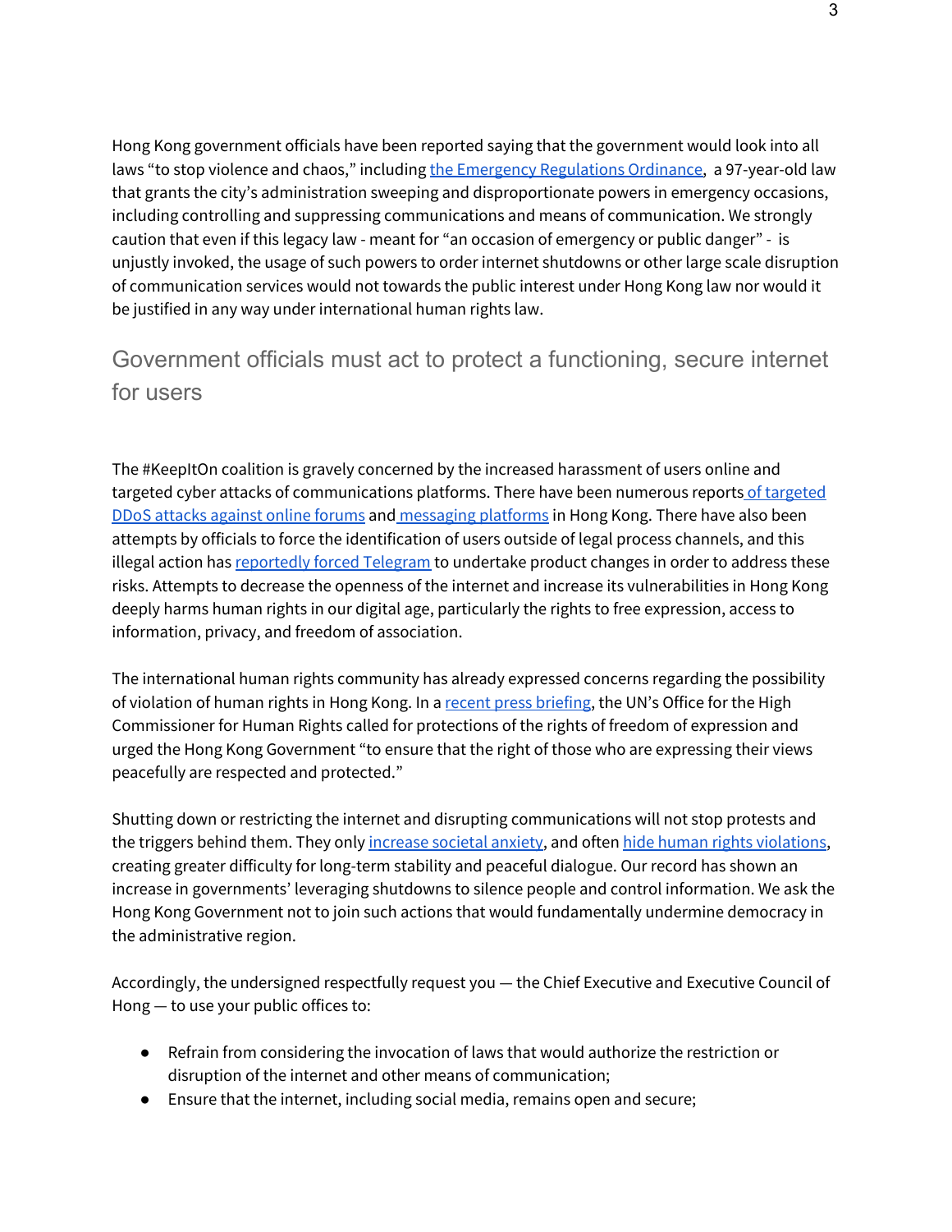Hong Kong government officials have been reported saying that the government would look into all laws "to stop violence and chaos," including [the Emergency Regulations Ordinance](), a 97-year-old law that grants the city's administration sweeping and disproportionate powers in emergency occasions, including controlling and suppressing communications and means of communication. We strongly caution that even if this legacy law - meant for "an occasion of emergency or public danger" - is unjustly invoked, the usage of such powers to order internet shutdowns or other large scale disruption of communication services would not towards the public interest under Hong Kong law nor would it be justified in any way under international human rights law.

## Government officials must act to protect a functioning, secure internet for users

The #KeepItOn coalition is gravely concerned by the increased harassment of users online and targeted cyber attacks of communications platforms. There have been numerous reports of targeted DDoS attacks against online forums and messaging platforms in Hong Kong. There have also been attempts by officials to force the identification of users outside of legal process channels, and this illegal action has reportedly forced Telegram to undertake product changes in order to address these risks. Attempts to decrease the openness of the internet and increase its vulnerabilities in Hong Kong deeply harms human rights in our digital age, particularly the rights to free expression, access to information, privacy, and freedom of association.

The international human rights community has already expressed concerns regarding the possibility of violation of human rights in Hong Kong. In a recent press briefing, the UN's Office for the High Commissioner for Human Rights called for protections of the rights of freedom of expression and urged the Hong Kong Government "to ensure that the right of those who are expressing their views peacefully are respected and protected."

Shutting down or restricting the internet and disrupting communications will not stop protests and the triggers behind them. They only increase societal anxiety, and often hide human rights violations, creating greater difficulty for long-term stability and peaceful dialogue. Our record has shown an increase in governments' leveraging shutdowns to silence people and control information. We ask the Hong Kong Government not to join such actions that would fundamentally undermine democracy in the administrative region.

Accordingly, the undersigned respectfully request you — the Chief Executive and Executive Council of Hong — to use your public offices to:

- Refrain from considering the invocation of laws that would authorize the restriction or disruption of the internet and other means of communication;
- Ensure that the internet, including social media, remains open and secure;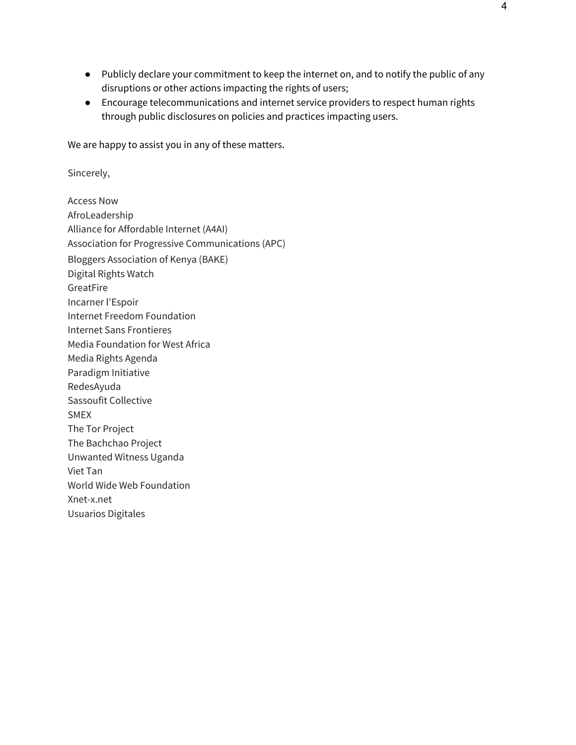- Publicly declare your commitment to keep the internet on, and to notify the public of any disruptions or other actions impacting the rights of users;
- Encourage telecommunications and internet service providers to respect human rights through public disclosures on policies and practices impacting users.

We are happy to assist you in any of these matters.

Sincerely,

Access Now
AfroLeadership
Alliance for Affordable Internet (A4AI)
Association for Progressive Communications (APC)
Bloggers Association of Kenya (BAKE)
Digital Rights Watch
GreatFire
Incarner l'Espoir
Internet Freedom Foundation
Internet Sans Frontieres
Media Foundation for West Africa
Media Rights Agenda
Paradigm Initiative
RedesAyuda
Sassoufit Collective
SMEX
The Tor Project
The Bachchao Project
Unwanted Witness Uganda
Viet Tan
World Wide Web Foundation
Xnet-x.net
Usuarios Digitales